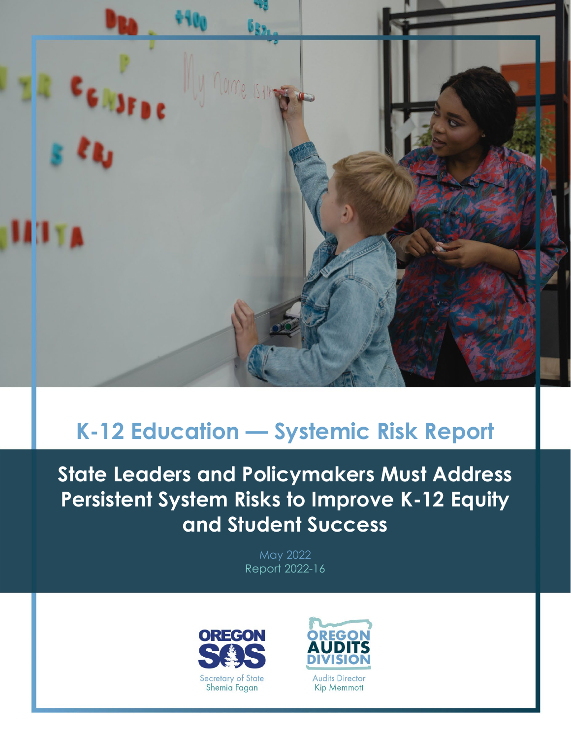# K-12 Education — Systemic Risk Report

## State Leaders and Policymakers Must Address Persistent System Risks to Improve K-12 Equity and Student Success

May 2022
Report 2022-16

OREGON SOS
Secretary of State
Shemia Fagan

OREGON AUDITS DIVISION
Audits Director
Kip Memmott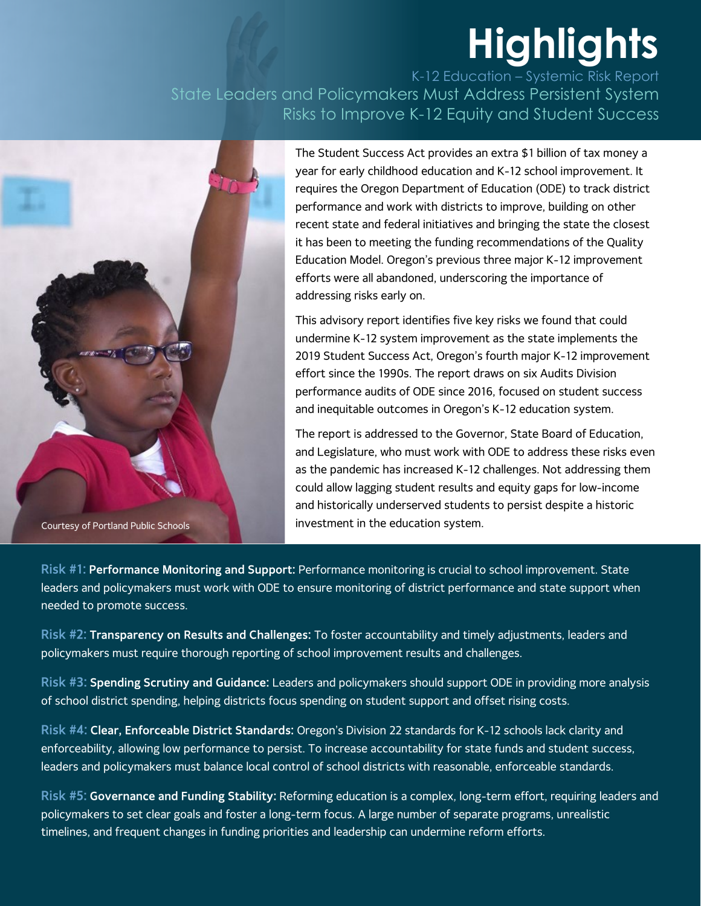# Highlights

K-12 Education – Systemic Risk Report

State Leaders and Policymakers Must Address Persistent System Risks to Improve K-12 Equity and Student Success

Courtesy of Portland Public Schools

The Student Success Act provides an extra $1 billion of tax money a year for early childhood education and K-12 school improvement. It requires the Oregon Department of Education (ODE) to track district performance and work with districts to improve, building on other recent state and federal initiatives and bringing the state the closest it has been to meeting the funding recommendations of the Quality Education Model. Oregon's previous three major K-12 improvement efforts were all abandoned, underscoring the importance of addressing risks early on.

This advisory report identifies five key risks we found that could undermine K-12 system improvement as the state implements the 2019 Student Success Act, Oregon's fourth major K-12 improvement effort since the 1990s. The report draws on six Audits Division performance audits of ODE since 2016, focused on student success and inequitable outcomes in Oregon's K-12 education system.

The report is addressed to the Governor, State Board of Education, and Legislature, who must work with ODE to address these risks even as the pandemic has increased K-12 challenges. Not addressing them could allow lagging student results and equity gaps for low-income and historically underserved students to persist despite a historic investment in the education system.

Risk #1: **Performance Monitoring and Support:** Performance monitoring is crucial to school improvement. State leaders and policymakers must work with ODE to ensure monitoring of district performance and state support when needed to promote success.

Risk #2: **Transparency on Results and Challenges:** To foster accountability and timely adjustments, leaders and policymakers must require thorough reporting of school improvement results and challenges.

Risk #3: **Spending Scrutiny and Guidance:** Leaders and policymakers should support ODE in providing more analysis of school district spending, helping districts focus spending on student support and offset rising costs.

Risk #4: **Clear, Enforceable District Standards:** Oregon's Division 22 standards for K-12 schools lack clarity and enforceability, allowing low performance to persist. To increase accountability for state funds and student success, leaders and policymakers must balance local control of school districts with reasonable, enforceable standards.

Risk #5: **Governance and Funding Stability:** Reforming education is a complex, long-term effort, requiring leaders and policymakers to set clear goals and foster a long-term focus. A large number of separate programs, unrealistic timelines, and frequent changes in funding priorities and leadership can undermine reform efforts.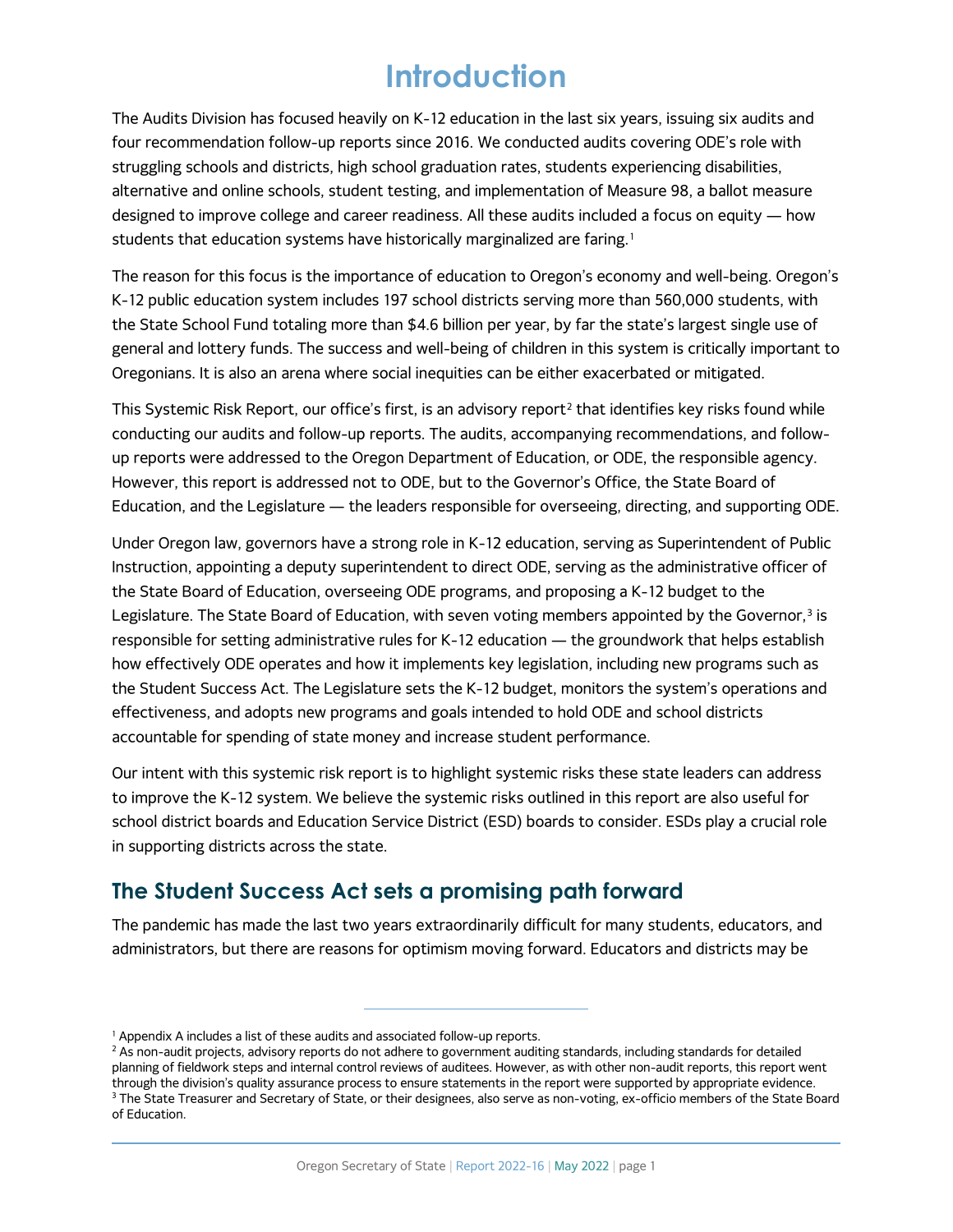# Introduction

The Audits Division has focused heavily on K-12 education in the last six years, issuing six audits and four recommendation follow-up reports since 2016. We conducted audits covering ODE's role with struggling schools and districts, high school graduation rates, students experiencing disabilities, alternative and online schools, student testing, and implementation of Measure 98, a ballot measure designed to improve college and career readiness. All these audits included a focus on equity — how students that education systems have historically marginalized are faring.[1]

The reason for this focus is the importance of education to Oregon's economy and well-being. Oregon's K-12 public education system includes 197 school districts serving more than 560,000 students, with the State School Fund totaling more than $4.6 billion per year, by far the state's largest single use of general and lottery funds. The success and well-being of children in this system is critically important to Oregonians. It is also an arena where social inequities can be either exacerbated or mitigated.

This Systemic Risk Report, our office's first, is an advisory report[2] that identifies key risks found while conducting our audits and follow-up reports. The audits, accompanying recommendations, and follow-up reports were addressed to the Oregon Department of Education, or ODE, the responsible agency. However, this report is addressed not to ODE, but to the Governor's Office, the State Board of Education, and the Legislature — the leaders responsible for overseeing, directing, and supporting ODE.

Under Oregon law, governors have a strong role in K-12 education, serving as Superintendent of Public Instruction, appointing a deputy superintendent to direct ODE, serving as the administrative officer of the State Board of Education, overseeing ODE programs, and proposing a K-12 budget to the Legislature. The State Board of Education, with seven voting members appointed by the Governor,[3] is responsible for setting administrative rules for K-12 education — the groundwork that helps establish how effectively ODE operates and how it implements key legislation, including new programs such as the Student Success Act. The Legislature sets the K-12 budget, monitors the system's operations and effectiveness, and adopts new programs and goals intended to hold ODE and school districts accountable for spending of state money and increase student performance.

Our intent with this systemic risk report is to highlight systemic risks these state leaders can address to improve the K-12 system. We believe the systemic risks outlined in this report are also useful for school district boards and Education Service District (ESD) boards to consider. ESDs play a crucial role in supporting districts across the state.

## The Student Success Act sets a promising path forward

The pandemic has made the last two years extraordinarily difficult for many students, educators, and administrators, but there are reasons for optimism moving forward. Educators and districts may be

---

[1] Appendix A includes a list of these audits and associated follow-up reports.

[2] As non-audit projects, advisory reports do not adhere to government auditing standards, including standards for detailed planning of fieldwork steps and internal control reviews of auditees. However, as with other non-audit reports, this report went through the division's quality assurance process to ensure statements in the report were supported by appropriate evidence.

[3] The State Treasurer and Secretary of State, or their designees, also serve as non-voting, ex-officio members of the State Board of Education.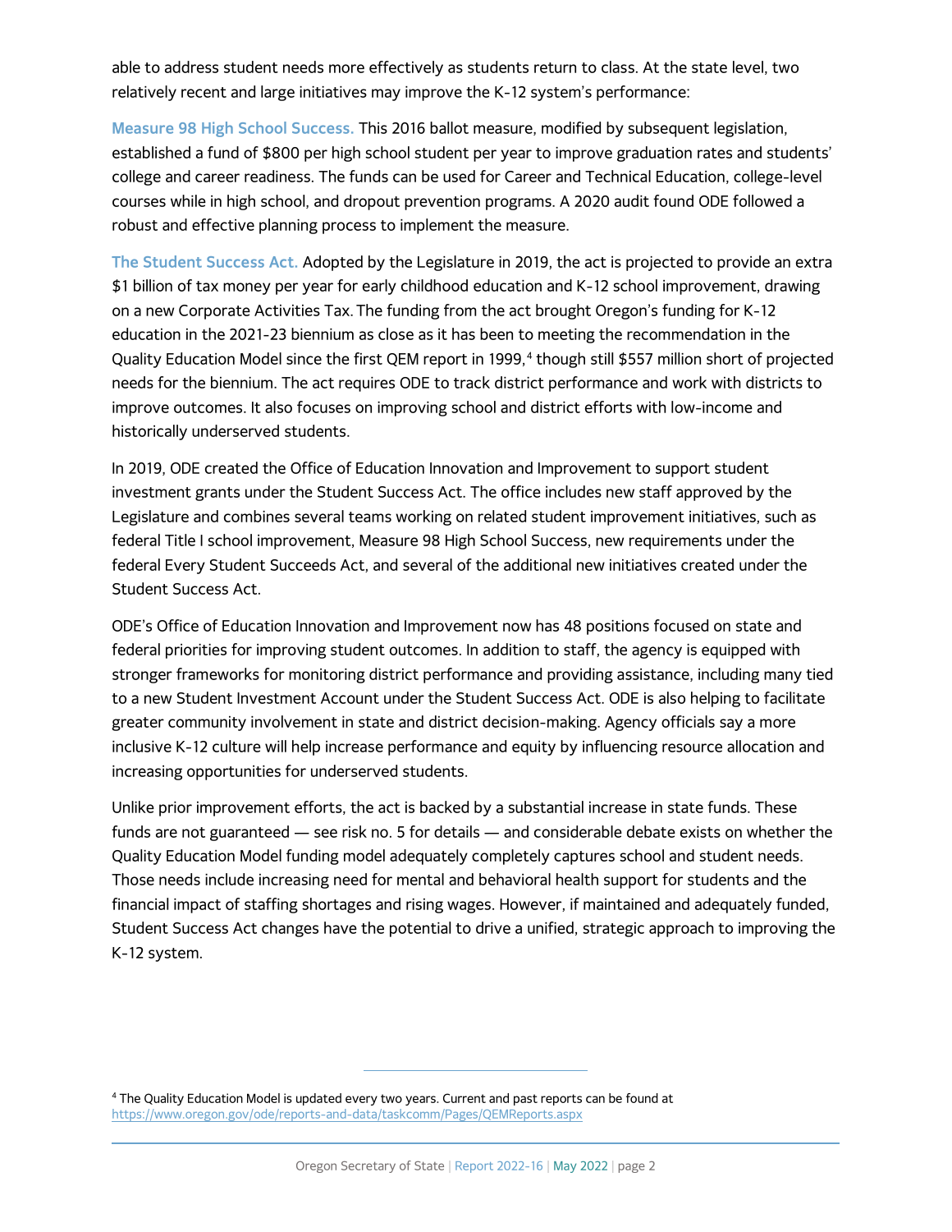able to address student needs more effectively as students return to class. At the state level, two relatively recent and large initiatives may improve the K-12 system's performance:

**Measure 98 High School Success.** This 2016 ballot measure, modified by subsequent legislation, established a fund of $800 per high school student per year to improve graduation rates and students' college and career readiness. The funds can be used for Career and Technical Education, college-level courses while in high school, and dropout prevention programs. A 2020 audit found ODE followed a robust and effective planning process to implement the measure.

**The Student Success Act.** Adopted by the Legislature in 2019, the act is projected to provide an extra $1 billion of tax money per year for early childhood education and K-12 school improvement, drawing on a new Corporate Activities Tax. The funding from the act brought Oregon's funding for K-12 education in the 2021-23 biennium as close as it has been to meeting the recommendation in the Quality Education Model since the first QEM report in 1999,[4] though still $557 million short of projected needs for the biennium. The act requires ODE to track district performance and work with districts to improve outcomes. It also focuses on improving school and district efforts with low-income and historically underserved students.

In 2019, ODE created the Office of Education Innovation and Improvement to support student investment grants under the Student Success Act. The office includes new staff approved by the Legislature and combines several teams working on related student improvement initiatives, such as federal Title I school improvement, Measure 98 High School Success, new requirements under the federal Every Student Succeeds Act, and several of the additional new initiatives created under the Student Success Act.

ODE's Office of Education Innovation and Improvement now has 48 positions focused on state and federal priorities for improving student outcomes. In addition to staff, the agency is equipped with stronger frameworks for monitoring district performance and providing assistance, including many tied to a new Student Investment Account under the Student Success Act. ODE is also helping to facilitate greater community involvement in state and district decision-making. Agency officials say a more inclusive K-12 culture will help increase performance and equity by influencing resource allocation and increasing opportunities for underserved students.

Unlike prior improvement efforts, the act is backed by a substantial increase in state funds. These funds are not guaranteed — see risk no. 5 for details — and considerable debate exists on whether the Quality Education Model funding model adequately completely captures school and student needs. Those needs include increasing need for mental and behavioral health support for students and the financial impact of staffing shortages and rising wages. However, if maintained and adequately funded, Student Success Act changes have the potential to drive a unified, strategic approach to improving the K-12 system.

---

[4] The Quality Education Model is updated every two years. Current and past reports can be found at https://www.oregon.gov/ode/reports-and-data/taskcomm/Pages/QEMReports.aspx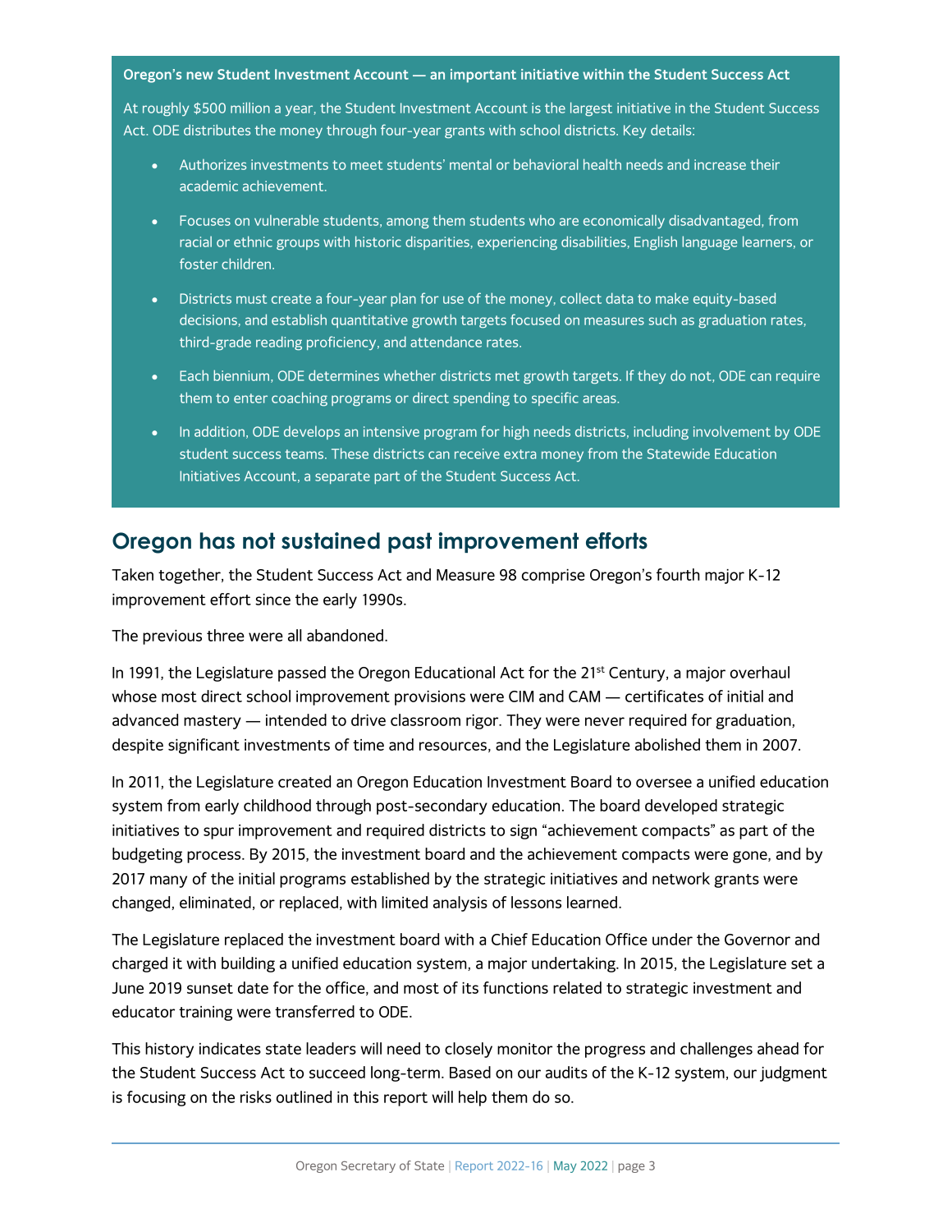**Oregon's new Student Investment Account — an important initiative within the Student Success Act**

At roughly $500 million a year, the Student Investment Account is the largest initiative in the Student Success Act. ODE distributes the money through four-year grants with school districts. Key details:

- Authorizes investments to meet students' mental or behavioral health needs and increase their academic achievement.
- Focuses on vulnerable students, among them students who are economically disadvantaged, from racial or ethnic groups with historic disparities, experiencing disabilities, English language learners, or foster children.
- Districts must create a four-year plan for use of the money, collect data to make equity-based decisions, and establish quantitative growth targets focused on measures such as graduation rates, third-grade reading proficiency, and attendance rates.
- Each biennium, ODE determines whether districts met growth targets. If they do not, ODE can require them to enter coaching programs or direct spending to specific areas.
- In addition, ODE develops an intensive program for high needs districts, including involvement by ODE student success teams. These districts can receive extra money from the Statewide Education Initiatives Account, a separate part of the Student Success Act.

## Oregon has not sustained past improvement efforts

Taken together, the Student Success Act and Measure 98 comprise Oregon's fourth major K-12 improvement effort since the early 1990s.

The previous three were all abandoned.

In 1991, the Legislature passed the Oregon Educational Act for the 21st Century, a major overhaul whose most direct school improvement provisions were CIM and CAM — certificates of initial and advanced mastery — intended to drive classroom rigor. They were never required for graduation, despite significant investments of time and resources, and the Legislature abolished them in 2007.

In 2011, the Legislature created an Oregon Education Investment Board to oversee a unified education system from early childhood through post-secondary education. The board developed strategic initiatives to spur improvement and required districts to sign "achievement compacts" as part of the budgeting process. By 2015, the investment board and the achievement compacts were gone, and by 2017 many of the initial programs established by the strategic initiatives and network grants were changed, eliminated, or replaced, with limited analysis of lessons learned.

The Legislature replaced the investment board with a Chief Education Office under the Governor and charged it with building a unified education system, a major undertaking. In 2015, the Legislature set a June 2019 sunset date for the office, and most of its functions related to strategic investment and educator training were transferred to ODE.

This history indicates state leaders will need to closely monitor the progress and challenges ahead for the Student Success Act to succeed long-term. Based on our audits of the K-12 system, our judgment is focusing on the risks outlined in this report will help them do so.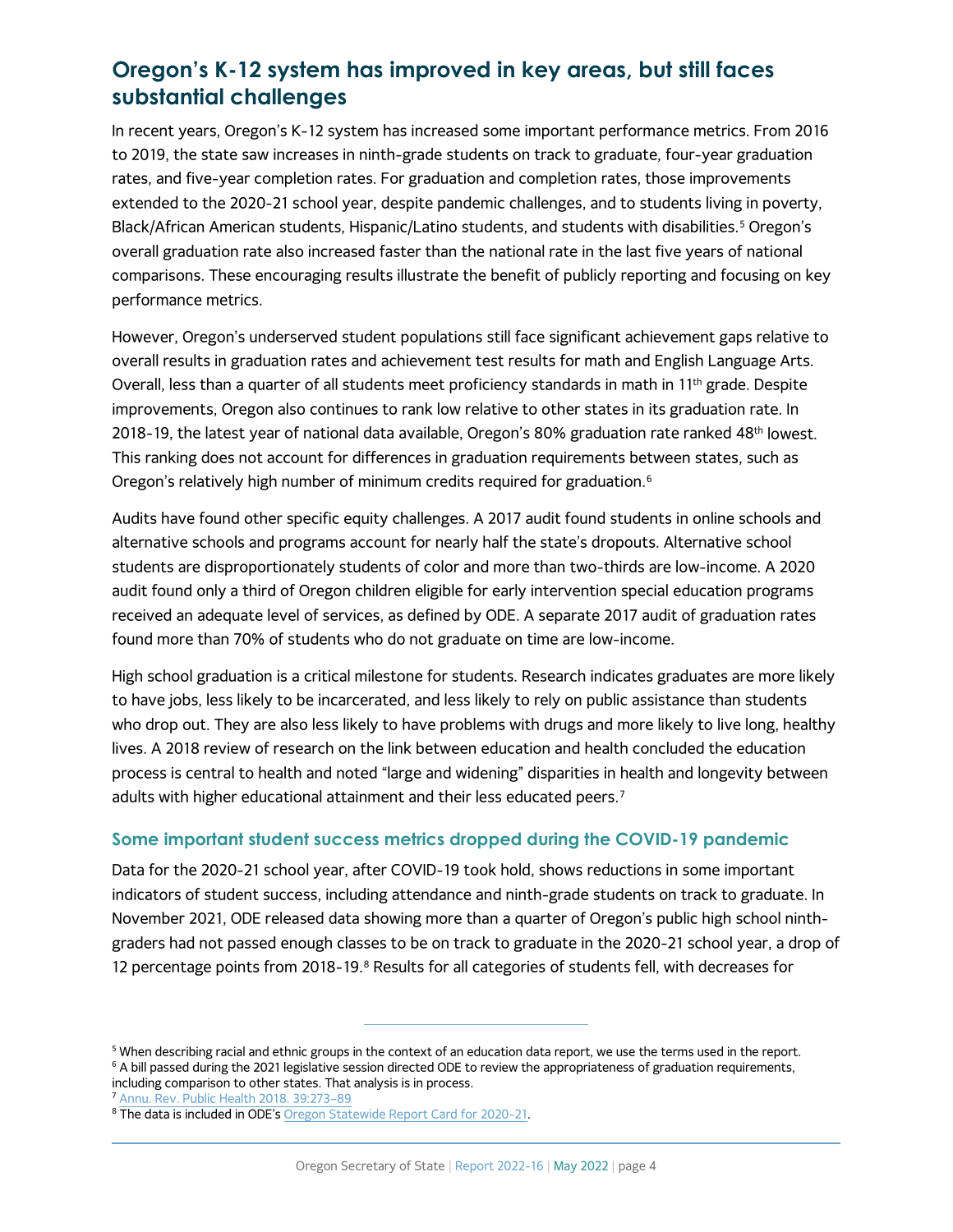## Oregon's K-12 system has improved in key areas, but still faces substantial challenges

In recent years, Oregon's K-12 system has increased some important performance metrics. From 2016 to 2019, the state saw increases in ninth-grade students on track to graduate, four-year graduation rates, and five-year completion rates. For graduation and completion rates, those improvements extended to the 2020-21 school year, despite pandemic challenges, and to students living in poverty, Black/African American students, Hispanic/Latino students, and students with disabilities.[5] Oregon's overall graduation rate also increased faster than the national rate in the last five years of national comparisons. These encouraging results illustrate the benefit of publicly reporting and focusing on key performance metrics.

However, Oregon's underserved student populations still face significant achievement gaps relative to overall results in graduation rates and achievement test results for math and English Language Arts. Overall, less than a quarter of all students meet proficiency standards in math in 11th grade. Despite improvements, Oregon also continues to rank low relative to other states in its graduation rate. In 2018-19, the latest year of national data available, Oregon's 80% graduation rate ranked 48th lowest. This ranking does not account for differences in graduation requirements between states, such as Oregon's relatively high number of minimum credits required for graduation.[6]

Audits have found other specific equity challenges. A 2017 audit found students in online schools and alternative schools and programs account for nearly half the state's dropouts. Alternative school students are disproportionately students of color and more than two-thirds are low-income. A 2020 audit found only a third of Oregon children eligible for early intervention special education programs received an adequate level of services, as defined by ODE. A separate 2017 audit of graduation rates found more than 70% of students who do not graduate on time are low-income.

High school graduation is a critical milestone for students. Research indicates graduates are more likely to have jobs, less likely to be incarcerated, and less likely to rely on public assistance than students who drop out. They are also less likely to have problems with drugs and more likely to live long, healthy lives. A 2018 review of research on the link between education and health concluded the education process is central to health and noted "large and widening" disparities in health and longevity between adults with higher educational attainment and their less educated peers.[7]

### Some important student success metrics dropped during the COVID-19 pandemic

Data for the 2020-21 school year, after COVID-19 took hold, shows reductions in some important indicators of student success, including attendance and ninth-grade students on track to graduate. In November 2021, ODE released data showing more than a quarter of Oregon's public high school ninth-graders had not passed enough classes to be on track to graduate in the 2020-21 school year, a drop of 12 percentage points from 2018-19.[8] Results for all categories of students fell, with decreases for

---

[5] When describing racial and ethnic groups in the context of an education data report, we use the terms used in the report.

[6] A bill passed during the 2021 legislative session directed ODE to review the appropriateness of graduation requirements, including comparison to other states. That analysis is in process.

[7] Annu. Rev. Public Health 2018. 39:273–89

[8] The data is included in ODE's Oregon Statewide Report Card for 2020-21.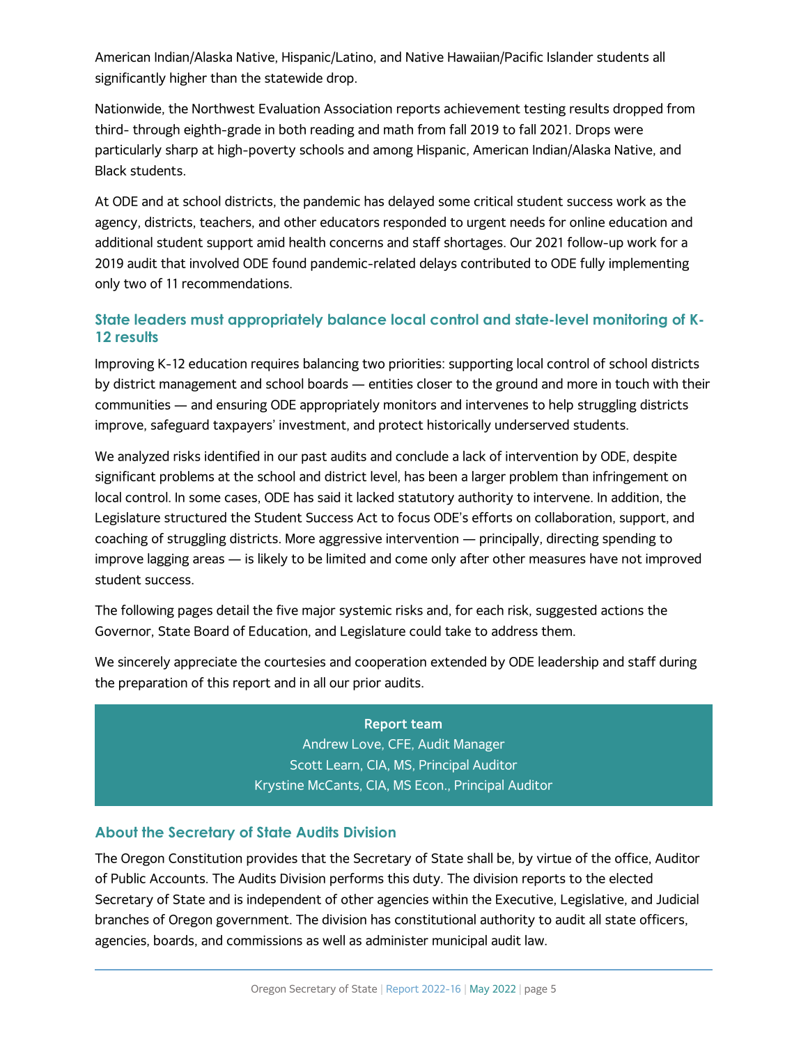American Indian/Alaska Native, Hispanic/Latino, and Native Hawaiian/Pacific Islander students all significantly higher than the statewide drop.

Nationwide, the Northwest Evaluation Association reports achievement testing results dropped from third- through eighth-grade in both reading and math from fall 2019 to fall 2021. Drops were particularly sharp at high-poverty schools and among Hispanic, American Indian/Alaska Native, and Black students.

At ODE and at school districts, the pandemic has delayed some critical student success work as the agency, districts, teachers, and other educators responded to urgent needs for online education and additional student support amid health concerns and staff shortages. Our 2021 follow-up work for a 2019 audit that involved ODE found pandemic-related delays contributed to ODE fully implementing only two of 11 recommendations.

### State leaders must appropriately balance local control and state-level monitoring of K-12 results

Improving K-12 education requires balancing two priorities: supporting local control of school districts by district management and school boards — entities closer to the ground and more in touch with their communities — and ensuring ODE appropriately monitors and intervenes to help struggling districts improve, safeguard taxpayers' investment, and protect historically underserved students.

We analyzed risks identified in our past audits and conclude a lack of intervention by ODE, despite significant problems at the school and district level, has been a larger problem than infringement on local control. In some cases, ODE has said it lacked statutory authority to intervene. In addition, the Legislature structured the Student Success Act to focus ODE's efforts on collaboration, support, and coaching of struggling districts. More aggressive intervention — principally, directing spending to improve lagging areas — is likely to be limited and come only after other measures have not improved student success.

The following pages detail the five major systemic risks and, for each risk, suggested actions the Governor, State Board of Education, and Legislature could take to address them.

We sincerely appreciate the courtesies and cooperation extended by ODE leadership and staff during the preparation of this report and in all our prior audits.

**Report team**
Andrew Love, CFE, Audit Manager
Scott Learn, CIA, MS, Principal Auditor
Krystine McCants, CIA, MS Econ., Principal Auditor

### About the Secretary of State Audits Division

The Oregon Constitution provides that the Secretary of State shall be, by virtue of the office, Auditor of Public Accounts. The Audits Division performs this duty. The division reports to the elected Secretary of State and is independent of other agencies within the Executive, Legislative, and Judicial branches of Oregon government. The division has constitutional authority to audit all state officers, agencies, boards, and commissions as well as administer municipal audit law.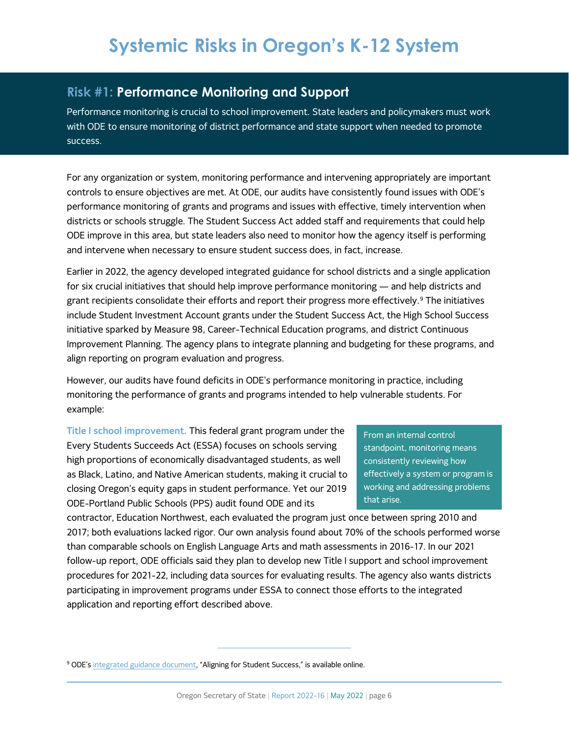# Systemic Risks in Oregon's K-12 System

## Risk #1: Performance Monitoring and Support

Performance monitoring is crucial to school improvement. State leaders and policymakers must work with ODE to ensure monitoring of district performance and state support when needed to promote success.

For any organization or system, monitoring performance and intervening appropriately are important controls to ensure objectives are met. At ODE, our audits have consistently found issues with ODE's performance monitoring of grants and programs and issues with effective, timely intervention when districts or schools struggle. The Student Success Act added staff and requirements that could help ODE improve in this area, but state leaders also need to monitor how the agency itself is performing and intervene when necessary to ensure student success does, in fact, increase.

Earlier in 2022, the agency developed integrated guidance for school districts and a single application for six crucial initiatives that should help improve performance monitoring — and help districts and grant recipients consolidate their efforts and report their progress more effectively.[9] The initiatives include Student Investment Account grants under the Student Success Act, the High School Success initiative sparked by Measure 98, Career-Technical Education programs, and district Continuous Improvement Planning. The agency plans to integrate planning and budgeting for these programs, and align reporting on program evaluation and progress.

However, our audits have found deficits in ODE's performance monitoring in practice, including monitoring the performance of grants and programs intended to help vulnerable students. For example:

> From an internal control standpoint, monitoring means consistently reviewing how effectively a system or program is working and addressing problems that arise.

**Title I school improvement.** This federal grant program under the Every Students Succeeds Act (ESSA) focuses on schools serving high proportions of economically disadvantaged students, as well as Black, Latino, and Native American students, making it crucial to closing Oregon's equity gaps in student performance. Yet our 2019 ODE-Portland Public Schools (PPS) audit found ODE and its contractor, Education Northwest, each evaluated the program just once between spring 2010 and 2017; both evaluations lacked rigor. Our own analysis found about 70% of the schools performed worse than comparable schools on English Language Arts and math assessments in 2016-17. In our 2021 follow-up report, ODE officials said they plan to develop new Title I support and school improvement procedures for 2021-22, including data sources for evaluating results. The agency also wants districts participating in improvement programs under ESSA to connect those efforts to the integrated application and reporting effort described above.

---

[9] ODE's integrated guidance document, "Aligning for Student Success," is available online.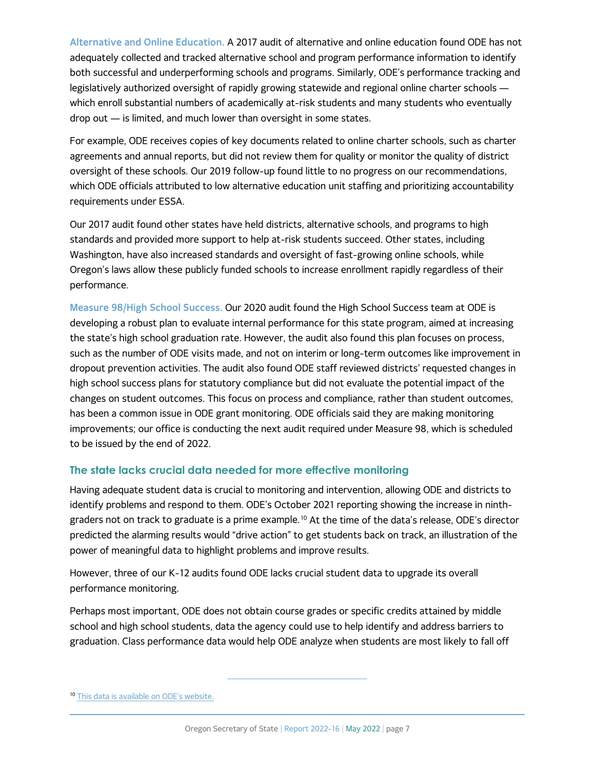**Alternative and Online Education.** A 2017 audit of alternative and online education found ODE has not adequately collected and tracked alternative school and program performance information to identify both successful and underperforming schools and programs. Similarly, ODE's performance tracking and legislatively authorized oversight of rapidly growing statewide and regional online charter schools — which enroll substantial numbers of academically at-risk students and many students who eventually drop out — is limited, and much lower than oversight in some states.

For example, ODE receives copies of key documents related to online charter schools, such as charter agreements and annual reports, but did not review them for quality or monitor the quality of district oversight of these schools. Our 2019 follow-up found little to no progress on our recommendations, which ODE officials attributed to low alternative education unit staffing and prioritizing accountability requirements under ESSA.

Our 2017 audit found other states have held districts, alternative schools, and programs to high standards and provided more support to help at-risk students succeed. Other states, including Washington, have also increased standards and oversight of fast-growing online schools, while Oregon's laws allow these publicly funded schools to increase enrollment rapidly regardless of their performance.

**Measure 98/High School Success.** Our 2020 audit found the High School Success team at ODE is developing a robust plan to evaluate internal performance for this state program, aimed at increasing the state's high school graduation rate. However, the audit also found this plan focuses on process, such as the number of ODE visits made, and not on interim or long-term outcomes like improvement in dropout prevention activities. The audit also found ODE staff reviewed districts' requested changes in high school success plans for statutory compliance but did not evaluate the potential impact of the changes on student outcomes. This focus on process and compliance, rather than student outcomes, has been a common issue in ODE grant monitoring. ODE officials said they are making monitoring improvements; our office is conducting the next audit required under Measure 98, which is scheduled to be issued by the end of 2022.

## The state lacks crucial data needed for more effective monitoring

Having adequate student data is crucial to monitoring and intervention, allowing ODE and districts to identify problems and respond to them. ODE's October 2021 reporting showing the increase in ninth-graders not on track to graduate is a prime example.[10] At the time of the data's release, ODE's director predicted the alarming results would "drive action" to get students back on track, an illustration of the power of meaningful data to highlight problems and improve results.

However, three of our K-12 audits found ODE lacks crucial student data to upgrade its overall performance monitoring.

Perhaps most important, ODE does not obtain course grades or specific credits attained by middle school and high school students, data the agency could use to help identify and address barriers to graduation. Class performance data would help ODE analyze when students are most likely to fall off

---

[10] This data is available on ODE's website.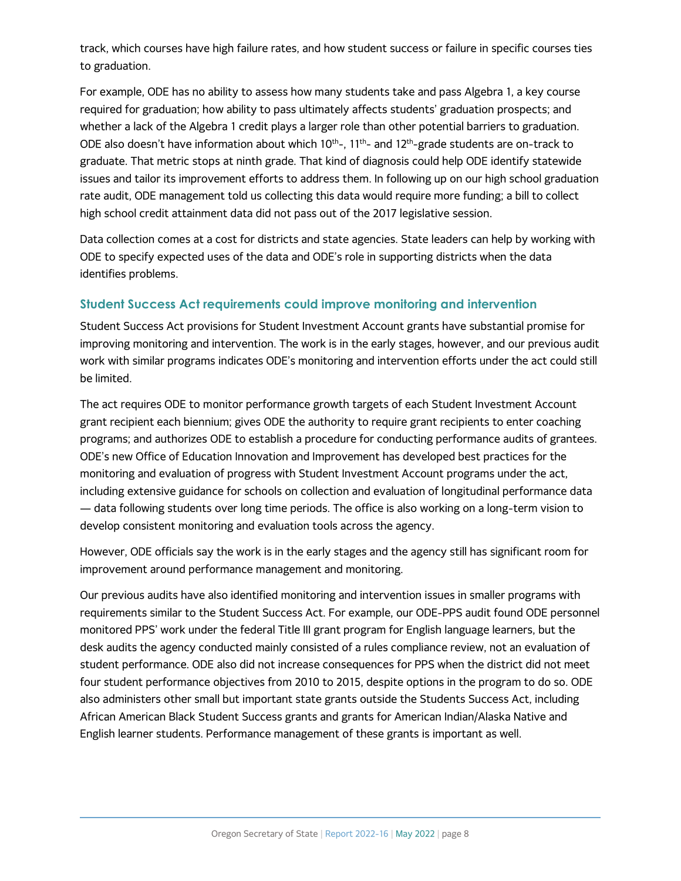track, which courses have high failure rates, and how student success or failure in specific courses ties to graduation.

For example, ODE has no ability to assess how many students take and pass Algebra 1, a key course required for graduation; how ability to pass ultimately affects students' graduation prospects; and whether a lack of the Algebra 1 credit plays a larger role than other potential barriers to graduation. ODE also doesn't have information about which 10th-, 11th- and 12th-grade students are on-track to graduate. That metric stops at ninth grade. That kind of diagnosis could help ODE identify statewide issues and tailor its improvement efforts to address them. In following up on our high school graduation rate audit, ODE management told us collecting this data would require more funding; a bill to collect high school credit attainment data did not pass out of the 2017 legislative session.

Data collection comes at a cost for districts and state agencies. State leaders can help by working with ODE to specify expected uses of the data and ODE's role in supporting districts when the data identifies problems.

### Student Success Act requirements could improve monitoring and intervention

Student Success Act provisions for Student Investment Account grants have substantial promise for improving monitoring and intervention. The work is in the early stages, however, and our previous audit work with similar programs indicates ODE's monitoring and intervention efforts under the act could still be limited.

The act requires ODE to monitor performance growth targets of each Student Investment Account grant recipient each biennium; gives ODE the authority to require grant recipients to enter coaching programs; and authorizes ODE to establish a procedure for conducting performance audits of grantees. ODE's new Office of Education Innovation and Improvement has developed best practices for the monitoring and evaluation of progress with Student Investment Account programs under the act, including extensive guidance for schools on collection and evaluation of longitudinal performance data — data following students over long time periods. The office is also working on a long-term vision to develop consistent monitoring and evaluation tools across the agency.

However, ODE officials say the work is in the early stages and the agency still has significant room for improvement around performance management and monitoring.

Our previous audits have also identified monitoring and intervention issues in smaller programs with requirements similar to the Student Success Act. For example, our ODE-PPS audit found ODE personnel monitored PPS' work under the federal Title III grant program for English language learners, but the desk audits the agency conducted mainly consisted of a rules compliance review, not an evaluation of student performance. ODE also did not increase consequences for PPS when the district did not meet four student performance objectives from 2010 to 2015, despite options in the program to do so. ODE also administers other small but important state grants outside the Students Success Act, including African American Black Student Success grants and grants for American Indian/Alaska Native and English learner students. Performance management of these grants is important as well.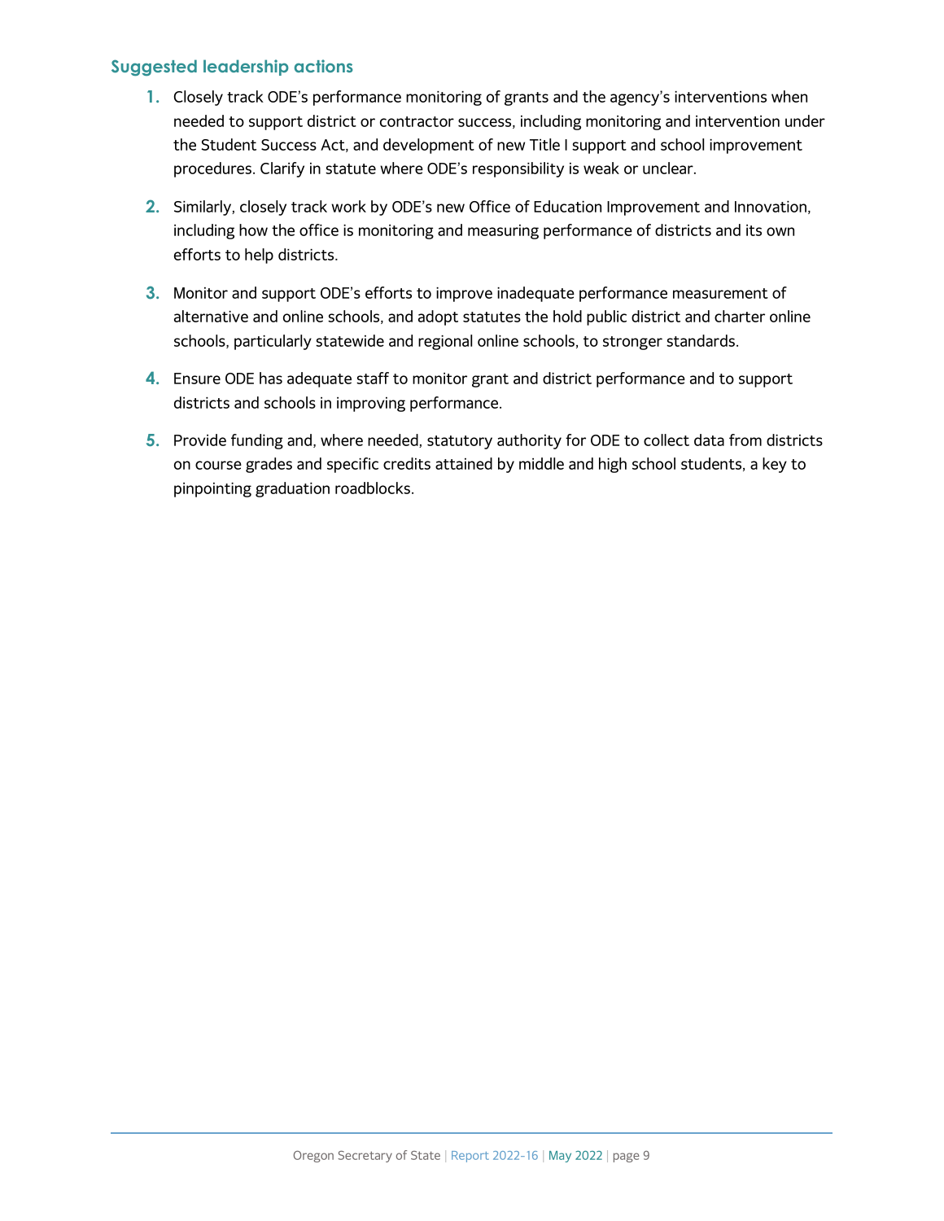### Suggested leadership actions

1. Closely track ODE's performance monitoring of grants and the agency's interventions when needed to support district or contractor success, including monitoring and intervention under the Student Success Act, and development of new Title I support and school improvement procedures. Clarify in statute where ODE's responsibility is weak or unclear.
2. Similarly, closely track work by ODE's new Office of Education Improvement and Innovation, including how the office is monitoring and measuring performance of districts and its own efforts to help districts.
3. Monitor and support ODE's efforts to improve inadequate performance measurement of alternative and online schools, and adopt statutes the hold public district and charter online schools, particularly statewide and regional online schools, to stronger standards.
4. Ensure ODE has adequate staff to monitor grant and district performance and to support districts and schools in improving performance.
5. Provide funding and, where needed, statutory authority for ODE to collect data from districts on course grades and specific credits attained by middle and high school students, a key to pinpointing graduation roadblocks.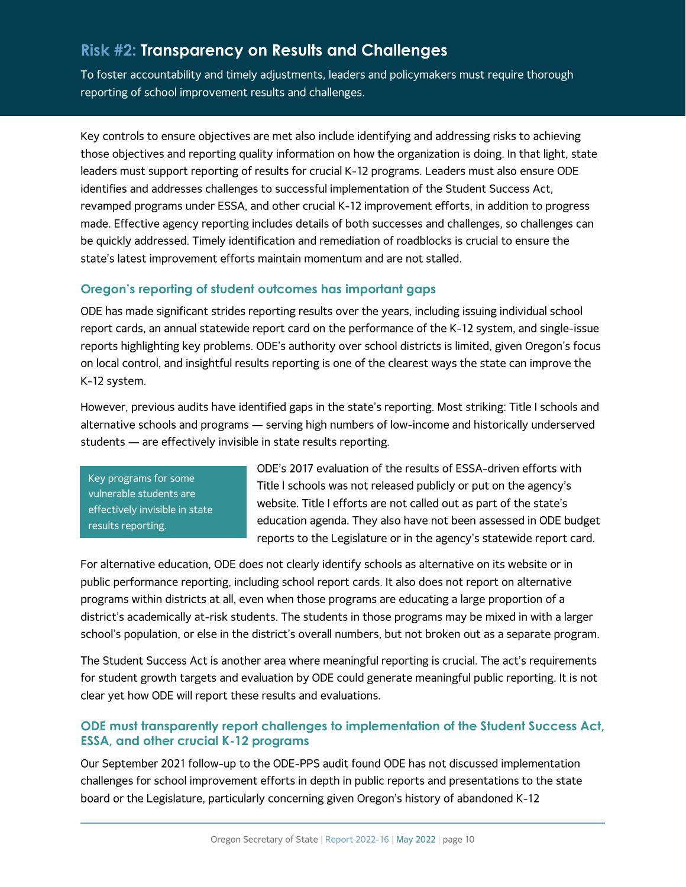## Risk #2: Transparency on Results and Challenges

To foster accountability and timely adjustments, leaders and policymakers must require thorough reporting of school improvement results and challenges.

Key controls to ensure objectives are met also include identifying and addressing risks to achieving those objectives and reporting quality information on how the organization is doing. In that light, state leaders must support reporting of results for crucial K-12 programs. Leaders must also ensure ODE identifies and addresses challenges to successful implementation of the Student Success Act, revamped programs under ESSA, and other crucial K-12 improvement efforts, in addition to progress made. Effective agency reporting includes details of both successes and challenges, so challenges can be quickly addressed. Timely identification and remediation of roadblocks is crucial to ensure the state's latest improvement efforts maintain momentum and are not stalled.

### Oregon's reporting of student outcomes has important gaps

ODE has made significant strides reporting results over the years, including issuing individual school report cards, an annual statewide report card on the performance of the K-12 system, and single-issue reports highlighting key problems. ODE's authority over school districts is limited, given Oregon's focus on local control, and insightful results reporting is one of the clearest ways the state can improve the K-12 system.

However, previous audits have identified gaps in the state's reporting. Most striking: Title I schools and alternative schools and programs — serving high numbers of low-income and historically underserved students — are effectively invisible in state results reporting.

> Key programs for some vulnerable students are effectively invisible in state results reporting.

ODE's 2017 evaluation of the results of ESSA-driven efforts with Title I schools was not released publicly or put on the agency's website. Title I efforts are not called out as part of the state's education agenda. They also have not been assessed in ODE budget reports to the Legislature or in the agency's statewide report card.

For alternative education, ODE does not clearly identify schools as alternative on its website or in public performance reporting, including school report cards. It also does not report on alternative programs within districts at all, even when those programs are educating a large proportion of a district's academically at-risk students. The students in those programs may be mixed in with a larger school's population, or else in the district's overall numbers, but not broken out as a separate program.

The Student Success Act is another area where meaningful reporting is crucial. The act's requirements for student growth targets and evaluation by ODE could generate meaningful public reporting. It is not clear yet how ODE will report these results and evaluations.

### ODE must transparently report challenges to implementation of the Student Success Act, ESSA, and other crucial K-12 programs

Our September 2021 follow-up to the ODE-PPS audit found ODE has not discussed implementation challenges for school improvement efforts in depth in public reports and presentations to the state board or the Legislature, particularly concerning given Oregon's history of abandoned K-12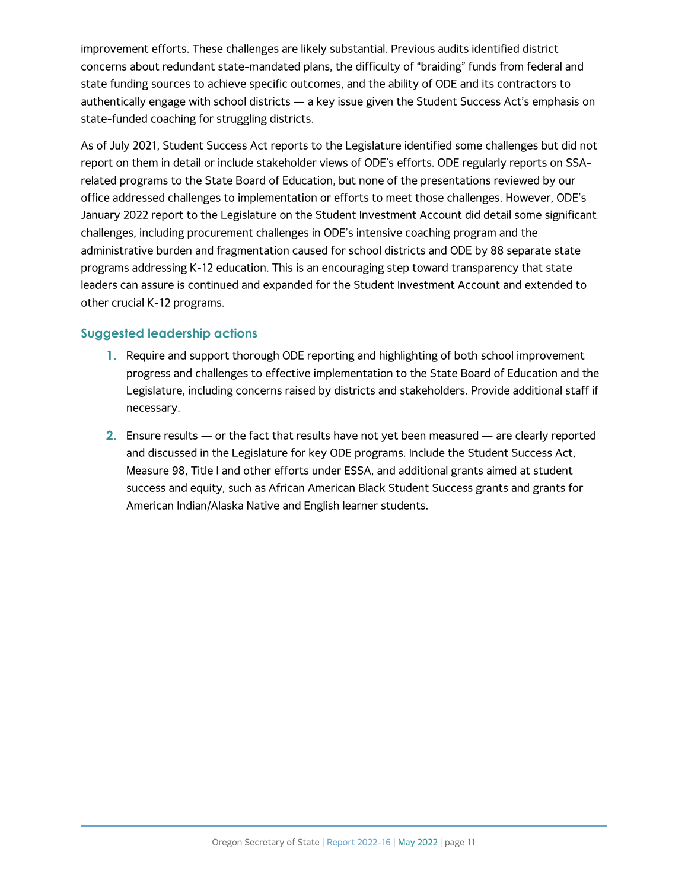improvement efforts. These challenges are likely substantial. Previous audits identified district concerns about redundant state-mandated plans, the difficulty of "braiding" funds from federal and state funding sources to achieve specific outcomes, and the ability of ODE and its contractors to authentically engage with school districts — a key issue given the Student Success Act's emphasis on state-funded coaching for struggling districts.

As of July 2021, Student Success Act reports to the Legislature identified some challenges but did not report on them in detail or include stakeholder views of ODE's efforts. ODE regularly reports on SSA-related programs to the State Board of Education, but none of the presentations reviewed by our office addressed challenges to implementation or efforts to meet those challenges. However, ODE's January 2022 report to the Legislature on the Student Investment Account did detail some significant challenges, including procurement challenges in ODE's intensive coaching program and the administrative burden and fragmentation caused for school districts and ODE by 88 separate state programs addressing K-12 education. This is an encouraging step toward transparency that state leaders can assure is continued and expanded for the Student Investment Account and extended to other crucial K-12 programs.

### Suggested leadership actions

1. Require and support thorough ODE reporting and highlighting of both school improvement progress and challenges to effective implementation to the State Board of Education and the Legislature, including concerns raised by districts and stakeholders. Provide additional staff if necessary.
2. Ensure results — or the fact that results have not yet been measured — are clearly reported and discussed in the Legislature for key ODE programs. Include the Student Success Act, Measure 98, Title I and other efforts under ESSA, and additional grants aimed at student success and equity, such as African American Black Student Success grants and grants for American Indian/Alaska Native and English learner students.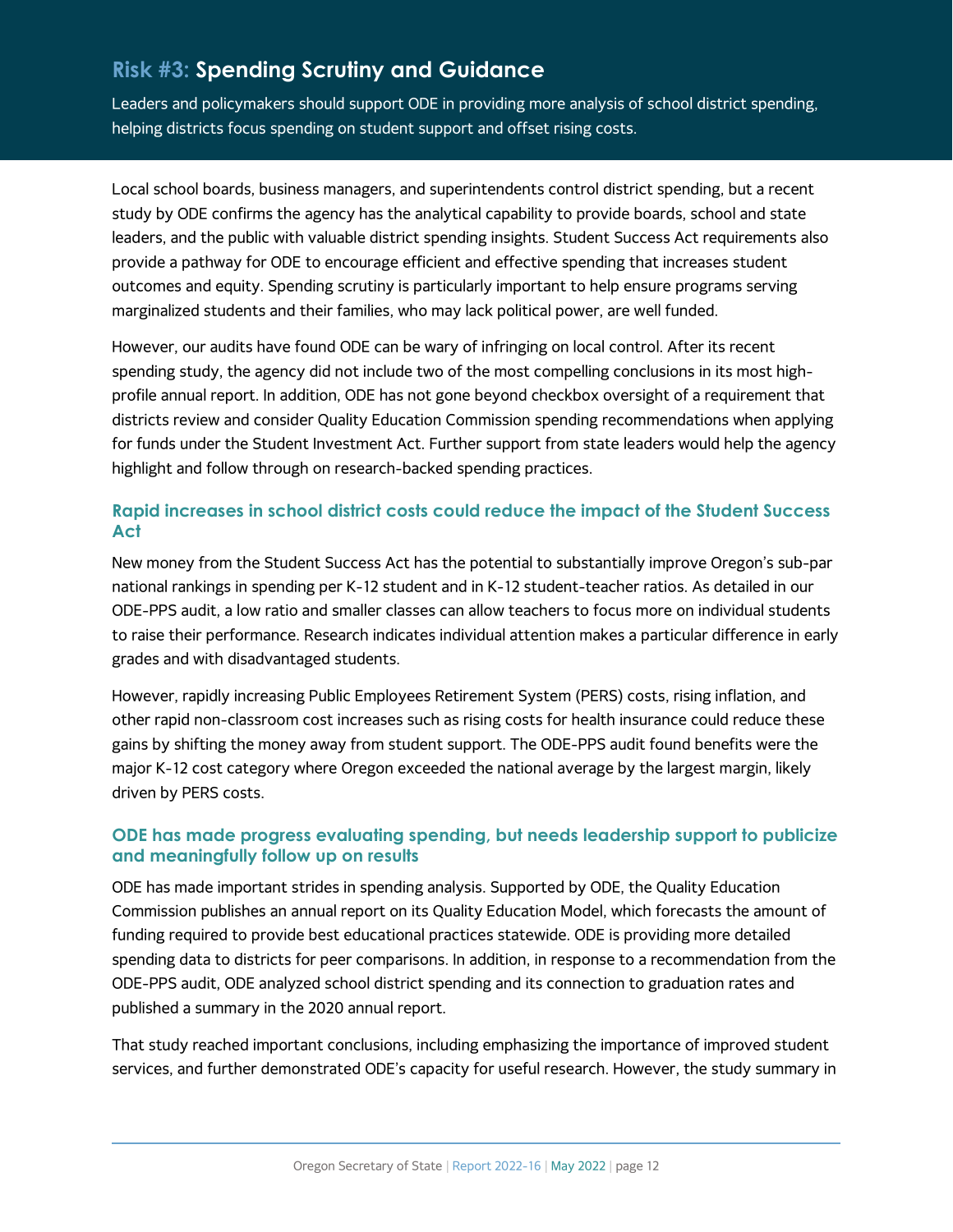## Risk #3: Spending Scrutiny and Guidance

Leaders and policymakers should support ODE in providing more analysis of school district spending, helping districts focus spending on student support and offset rising costs.

Local school boards, business managers, and superintendents control district spending, but a recent study by ODE confirms the agency has the analytical capability to provide boards, school and state leaders, and the public with valuable district spending insights. Student Success Act requirements also provide a pathway for ODE to encourage efficient and effective spending that increases student outcomes and equity. Spending scrutiny is particularly important to help ensure programs serving marginalized students and their families, who may lack political power, are well funded.

However, our audits have found ODE can be wary of infringing on local control. After its recent spending study, the agency did not include two of the most compelling conclusions in its most high-profile annual report. In addition, ODE has not gone beyond checkbox oversight of a requirement that districts review and consider Quality Education Commission spending recommendations when applying for funds under the Student Investment Act. Further support from state leaders would help the agency highlight and follow through on research-backed spending practices.

### Rapid increases in school district costs could reduce the impact of the Student Success Act

New money from the Student Success Act has the potential to substantially improve Oregon's sub-par national rankings in spending per K-12 student and in K-12 student-teacher ratios. As detailed in our ODE-PPS audit, a low ratio and smaller classes can allow teachers to focus more on individual students to raise their performance. Research indicates individual attention makes a particular difference in early grades and with disadvantaged students.

However, rapidly increasing Public Employees Retirement System (PERS) costs, rising inflation, and other rapid non-classroom cost increases such as rising costs for health insurance could reduce these gains by shifting the money away from student support. The ODE-PPS audit found benefits were the major K-12 cost category where Oregon exceeded the national average by the largest margin, likely driven by PERS costs.

### ODE has made progress evaluating spending, but needs leadership support to publicize and meaningfully follow up on results

ODE has made important strides in spending analysis. Supported by ODE, the Quality Education Commission publishes an annual report on its Quality Education Model, which forecasts the amount of funding required to provide best educational practices statewide. ODE is providing more detailed spending data to districts for peer comparisons. In addition, in response to a recommendation from the ODE-PPS audit, ODE analyzed school district spending and its connection to graduation rates and published a summary in the 2020 annual report.

That study reached important conclusions, including emphasizing the importance of improved student services, and further demonstrated ODE's capacity for useful research. However, the study summary in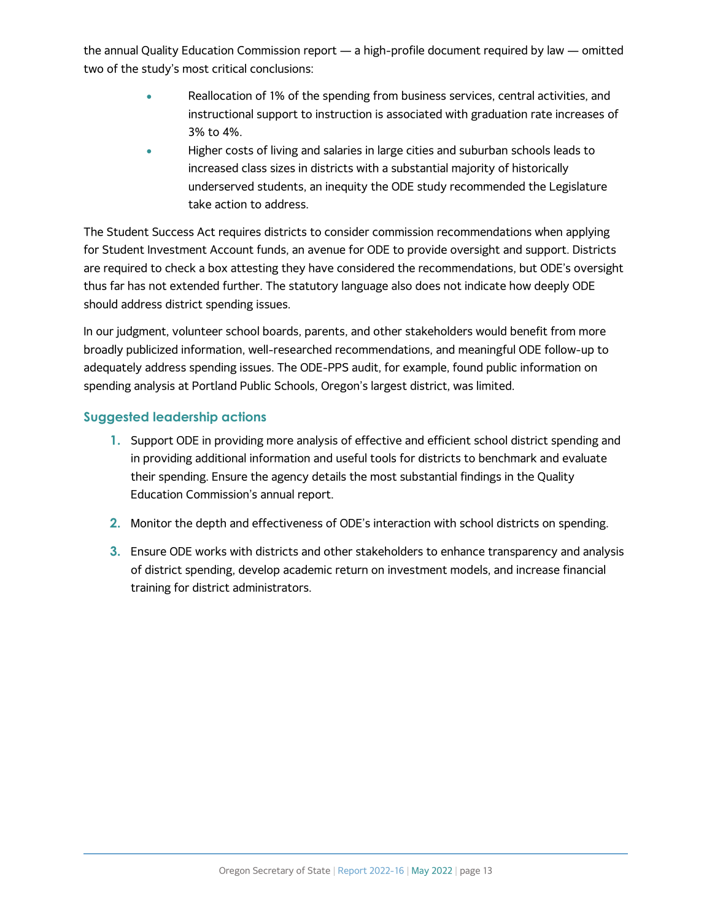the annual Quality Education Commission report — a high-profile document required by law — omitted two of the study's most critical conclusions:

- Reallocation of 1% of the spending from business services, central activities, and instructional support to instruction is associated with graduation rate increases of 3% to 4%.
- Higher costs of living and salaries in large cities and suburban schools leads to increased class sizes in districts with a substantial majority of historically underserved students, an inequity the ODE study recommended the Legislature take action to address.

The Student Success Act requires districts to consider commission recommendations when applying for Student Investment Account funds, an avenue for ODE to provide oversight and support. Districts are required to check a box attesting they have considered the recommendations, but ODE's oversight thus far has not extended further. The statutory language also does not indicate how deeply ODE should address district spending issues.

In our judgment, volunteer school boards, parents, and other stakeholders would benefit from more broadly publicized information, well-researched recommendations, and meaningful ODE follow-up to adequately address spending issues. The ODE-PPS audit, for example, found public information on spending analysis at Portland Public Schools, Oregon's largest district, was limited.

### Suggested leadership actions

1. Support ODE in providing more analysis of effective and efficient school district spending and in providing additional information and useful tools for districts to benchmark and evaluate their spending. Ensure the agency details the most substantial findings in the Quality Education Commission's annual report.

2. Monitor the depth and effectiveness of ODE's interaction with school districts on spending.

3. Ensure ODE works with districts and other stakeholders to enhance transparency and analysis of district spending, develop academic return on investment models, and increase financial training for district administrators.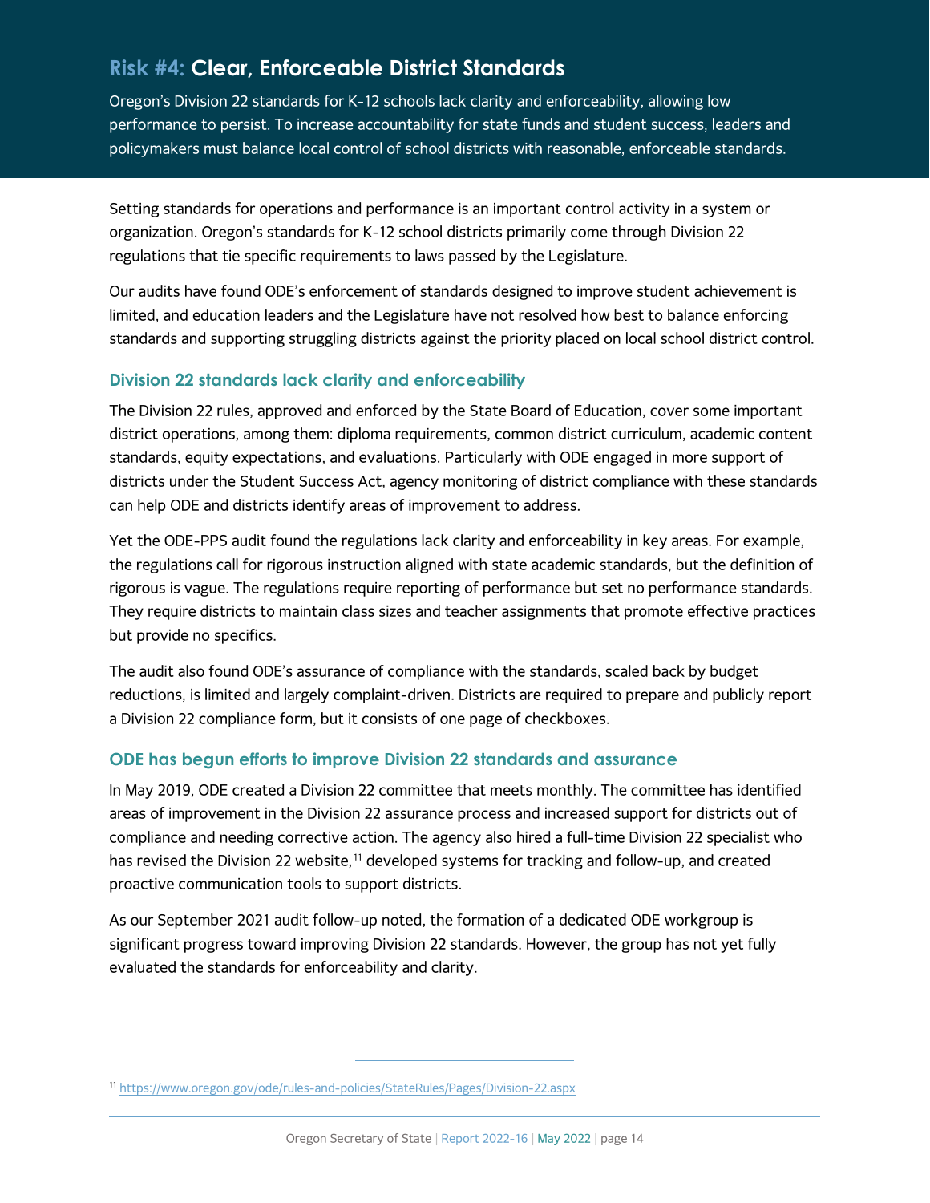## Risk #4: Clear, Enforceable District Standards

Oregon's Division 22 standards for K-12 schools lack clarity and enforceability, allowing low performance to persist. To increase accountability for state funds and student success, leaders and policymakers must balance local control of school districts with reasonable, enforceable standards.

Setting standards for operations and performance is an important control activity in a system or organization. Oregon's standards for K-12 school districts primarily come through Division 22 regulations that tie specific requirements to laws passed by the Legislature.

Our audits have found ODE's enforcement of standards designed to improve student achievement is limited, and education leaders and the Legislature have not resolved how best to balance enforcing standards and supporting struggling districts against the priority placed on local school district control.

### Division 22 standards lack clarity and enforceability

The Division 22 rules, approved and enforced by the State Board of Education, cover some important district operations, among them: diploma requirements, common district curriculum, academic content standards, equity expectations, and evaluations. Particularly with ODE engaged in more support of districts under the Student Success Act, agency monitoring of district compliance with these standards can help ODE and districts identify areas of improvement to address.

Yet the ODE-PPS audit found the regulations lack clarity and enforceability in key areas. For example, the regulations call for rigorous instruction aligned with state academic standards, but the definition of rigorous is vague. The regulations require reporting of performance but set no performance standards. They require districts to maintain class sizes and teacher assignments that promote effective practices but provide no specifics.

The audit also found ODE's assurance of compliance with the standards, scaled back by budget reductions, is limited and largely complaint-driven. Districts are required to prepare and publicly report a Division 22 compliance form, but it consists of one page of checkboxes.

### ODE has begun efforts to improve Division 22 standards and assurance

In May 2019, ODE created a Division 22 committee that meets monthly. The committee has identified areas of improvement in the Division 22 assurance process and increased support for districts out of compliance and needing corrective action. The agency also hired a full-time Division 22 specialist who has revised the Division 22 website,[11] developed systems for tracking and follow-up, and created proactive communication tools to support districts.

As our September 2021 audit follow-up noted, the formation of a dedicated ODE workgroup is significant progress toward improving Division 22 standards. However, the group has not yet fully evaluated the standards for enforceability and clarity.

---

[11] https://www.oregon.gov/ode/rules-and-policies/StateRules/Pages/Division-22.aspx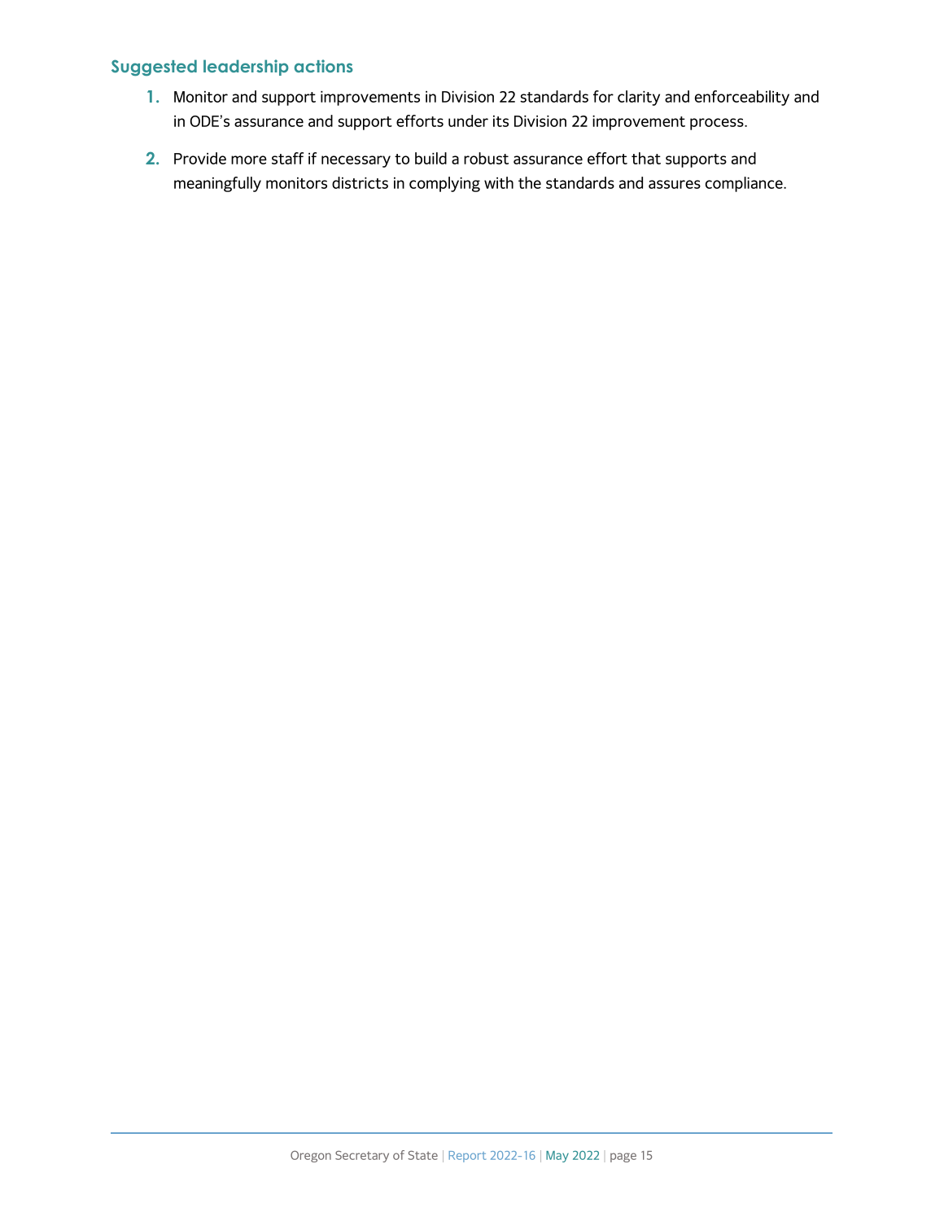### Suggested leadership actions

1. Monitor and support improvements in Division 22 standards for clarity and enforceability and in ODE's assurance and support efforts under its Division 22 improvement process.
2. Provide more staff if necessary to build a robust assurance effort that supports and meaningfully monitors districts in complying with the standards and assures compliance.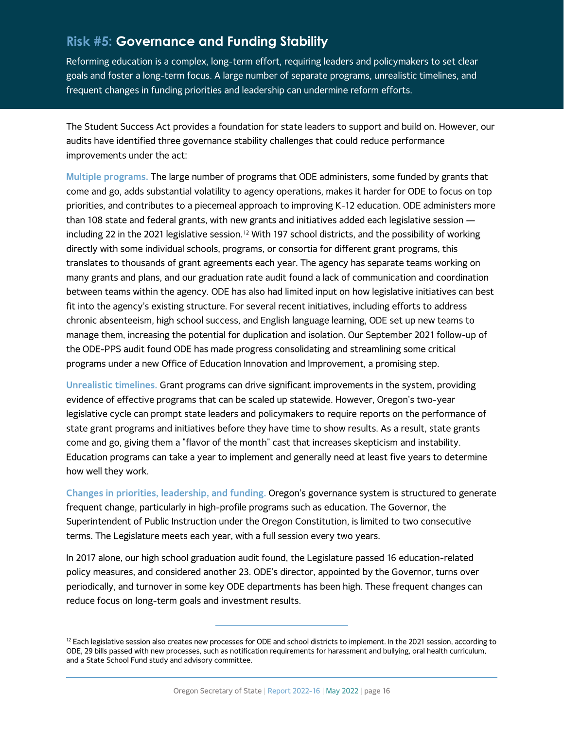## Risk #5: Governance and Funding Stability

Reforming education is a complex, long-term effort, requiring leaders and policymakers to set clear goals and foster a long-term focus. A large number of separate programs, unrealistic timelines, and frequent changes in funding priorities and leadership can undermine reform efforts.

The Student Success Act provides a foundation for state leaders to support and build on. However, our audits have identified three governance stability challenges that could reduce performance improvements under the act:

**Multiple programs.** The large number of programs that ODE administers, some funded by grants that come and go, adds substantial volatility to agency operations, makes it harder for ODE to focus on top priorities, and contributes to a piecemeal approach to improving K-12 education. ODE administers more than 108 state and federal grants, with new grants and initiatives added each legislative session — including 22 in the 2021 legislative session.[12] With 197 school districts, and the possibility of working directly with some individual schools, programs, or consortia for different grant programs, this translates to thousands of grant agreements each year. The agency has separate teams working on many grants and plans, and our graduation rate audit found a lack of communication and coordination between teams within the agency. ODE has also had limited input on how legislative initiatives can best fit into the agency's existing structure. For several recent initiatives, including efforts to address chronic absenteeism, high school success, and English language learning, ODE set up new teams to manage them, increasing the potential for duplication and isolation. Our September 2021 follow-up of the ODE-PPS audit found ODE has made progress consolidating and streamlining some critical programs under a new Office of Education Innovation and Improvement, a promising step.

**Unrealistic timelines.** Grant programs can drive significant improvements in the system, providing evidence of effective programs that can be scaled up statewide. However, Oregon's two-year legislative cycle can prompt state leaders and policymakers to require reports on the performance of state grant programs and initiatives before they have time to show results. As a result, state grants come and go, giving them a "flavor of the month" cast that increases skepticism and instability. Education programs can take a year to implement and generally need at least five years to determine how well they work.

**Changes in priorities, leadership, and funding.** Oregon's governance system is structured to generate frequent change, particularly in high-profile programs such as education. The Governor, the Superintendent of Public Instruction under the Oregon Constitution, is limited to two consecutive terms. The Legislature meets each year, with a full session every two years.

In 2017 alone, our high school graduation audit found, the Legislature passed 16 education-related policy measures, and considered another 23. ODE's director, appointed by the Governor, turns over periodically, and turnover in some key ODE departments has been high. These frequent changes can reduce focus on long-term goals and investment results.

---

[12] Each legislative session also creates new processes for ODE and school districts to implement. In the 2021 session, according to ODE, 29 bills passed with new processes, such as notification requirements for harassment and bullying, oral health curriculum, and a State School Fund study and advisory committee.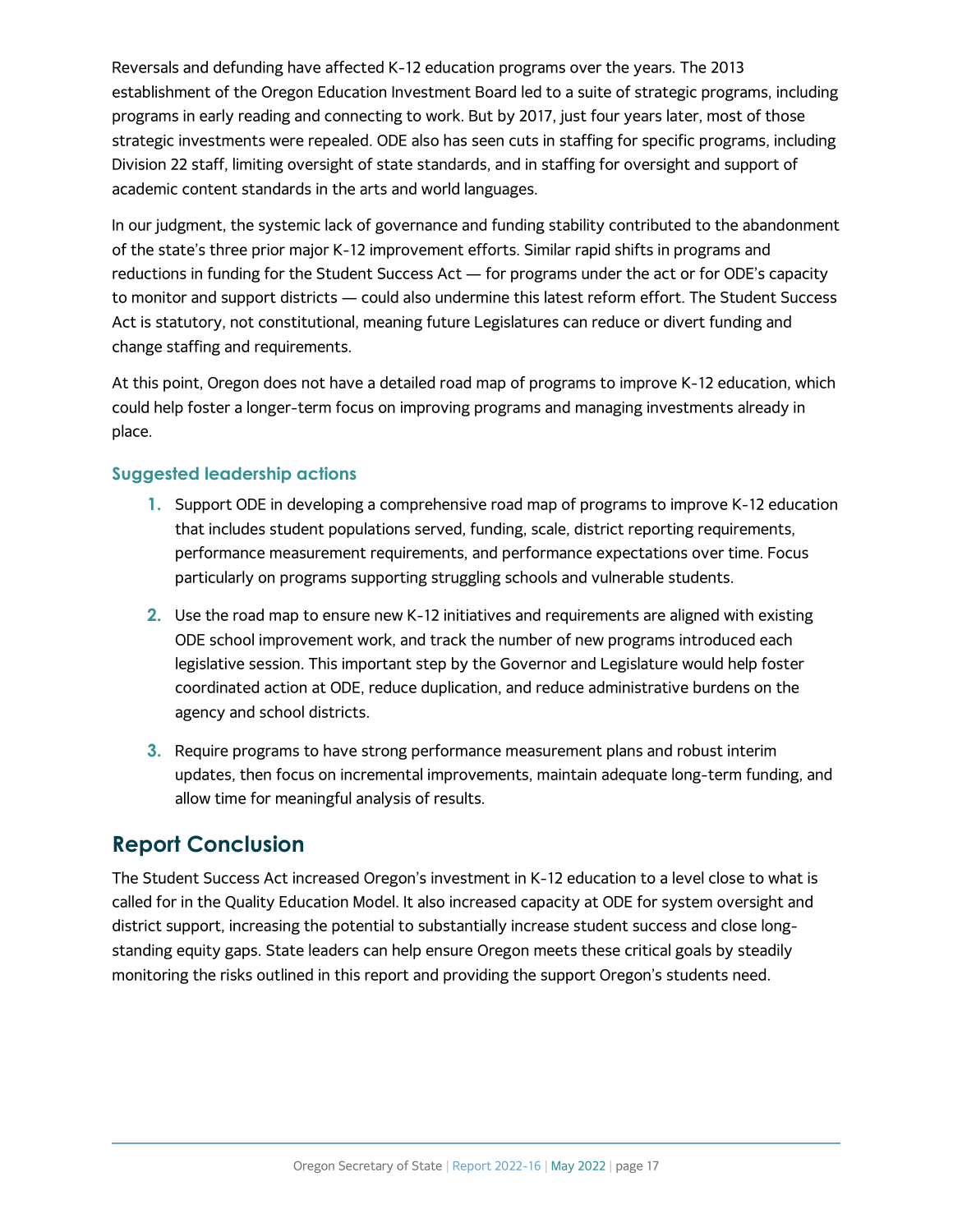Reversals and defunding have affected K-12 education programs over the years. The 2013 establishment of the Oregon Education Investment Board led to a suite of strategic programs, including programs in early reading and connecting to work. But by 2017, just four years later, most of those strategic investments were repealed. ODE also has seen cuts in staffing for specific programs, including Division 22 staff, limiting oversight of state standards, and in staffing for oversight and support of academic content standards in the arts and world languages.

In our judgment, the systemic lack of governance and funding stability contributed to the abandonment of the state's three prior major K-12 improvement efforts. Similar rapid shifts in programs and reductions in funding for the Student Success Act — for programs under the act or for ODE's capacity to monitor and support districts — could also undermine this latest reform effort. The Student Success Act is statutory, not constitutional, meaning future Legislatures can reduce or divert funding and change staffing and requirements.

At this point, Oregon does not have a detailed road map of programs to improve K-12 education, which could help foster a longer-term focus on improving programs and managing investments already in place.

### Suggested leadership actions

1. Support ODE in developing a comprehensive road map of programs to improve K-12 education that includes student populations served, funding, scale, district reporting requirements, performance measurement requirements, and performance expectations over time. Focus particularly on programs supporting struggling schools and vulnerable students.
2. Use the road map to ensure new K-12 initiatives and requirements are aligned with existing ODE school improvement work, and track the number of new programs introduced each legislative session. This important step by the Governor and Legislature would help foster coordinated action at ODE, reduce duplication, and reduce administrative burdens on the agency and school districts.
3. Require programs to have strong performance measurement plans and robust interim updates, then focus on incremental improvements, maintain adequate long-term funding, and allow time for meaningful analysis of results.

## Report Conclusion

The Student Success Act increased Oregon's investment in K-12 education to a level close to what is called for in the Quality Education Model. It also increased capacity at ODE for system oversight and district support, increasing the potential to substantially increase student success and close long-standing equity gaps. State leaders can help ensure Oregon meets these critical goals by steadily monitoring the risks outlined in this report and providing the support Oregon's students need.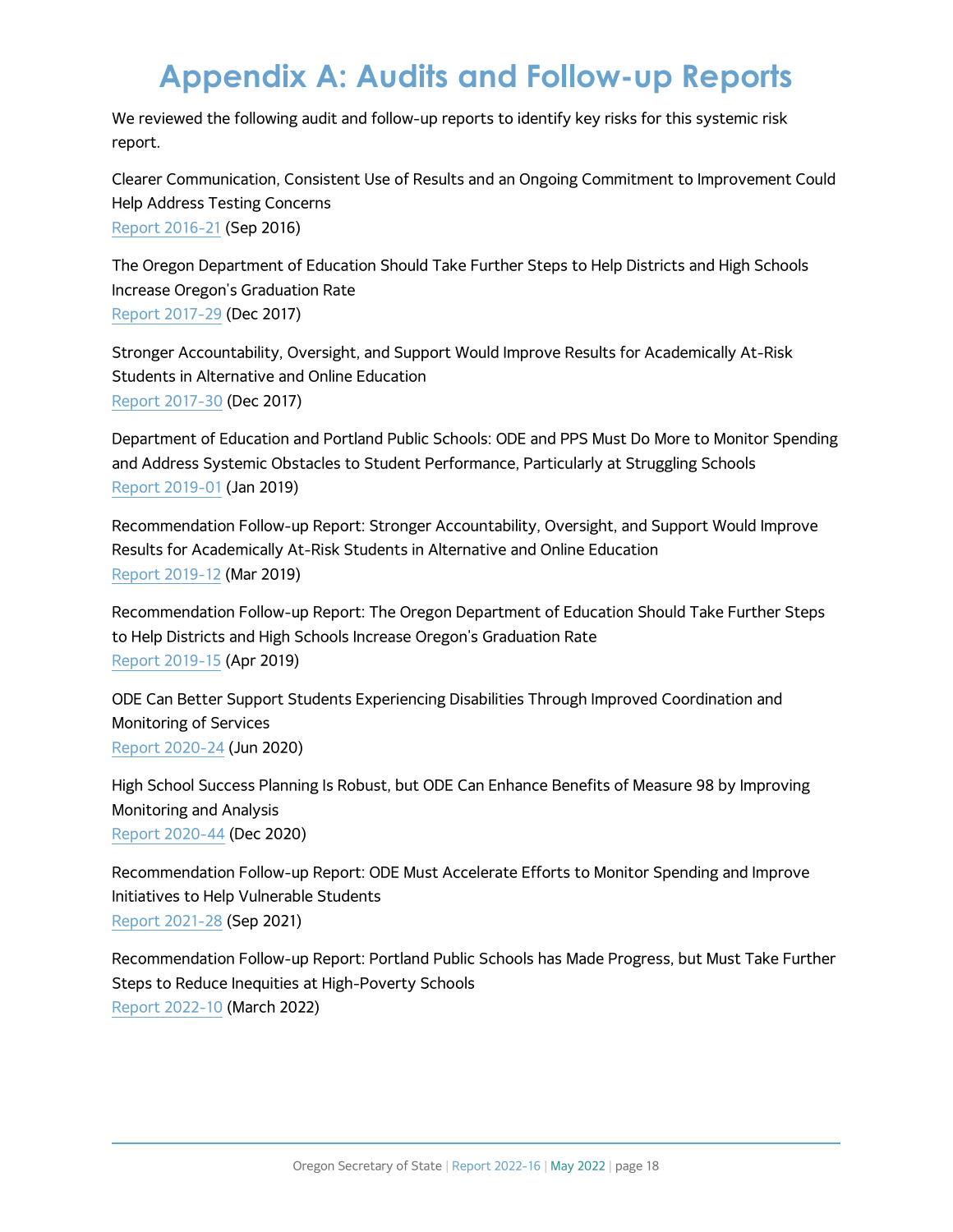# Appendix A: Audits and Follow-up Reports

We reviewed the following audit and follow-up reports to identify key risks for this systemic risk report.

Clearer Communication, Consistent Use of Results and an Ongoing Commitment to Improvement Could Help Address Testing Concerns
Report 2016-21 (Sep 2016)

The Oregon Department of Education Should Take Further Steps to Help Districts and High Schools Increase Oregon's Graduation Rate
Report 2017-29 (Dec 2017)

Stronger Accountability, Oversight, and Support Would Improve Results for Academically At-Risk Students in Alternative and Online Education
Report 2017-30 (Dec 2017)

Department of Education and Portland Public Schools: ODE and PPS Must Do More to Monitor Spending and Address Systemic Obstacles to Student Performance, Particularly at Struggling Schools
Report 2019-01 (Jan 2019)

Recommendation Follow-up Report: Stronger Accountability, Oversight, and Support Would Improve Results for Academically At-Risk Students in Alternative and Online Education
Report 2019-12 (Mar 2019)

Recommendation Follow-up Report: The Oregon Department of Education Should Take Further Steps to Help Districts and High Schools Increase Oregon's Graduation Rate
Report 2019-15 (Apr 2019)

ODE Can Better Support Students Experiencing Disabilities Through Improved Coordination and Monitoring of Services
Report 2020-24 (Jun 2020)

High School Success Planning Is Robust, but ODE Can Enhance Benefits of Measure 98 by Improving Monitoring and Analysis
Report 2020-44 (Dec 2020)

Recommendation Follow-up Report: ODE Must Accelerate Efforts to Monitor Spending and Improve Initiatives to Help Vulnerable Students
Report 2021-28 (Sep 2021)

Recommendation Follow-up Report: Portland Public Schools has Made Progress, but Must Take Further Steps to Reduce Inequities at High-Poverty Schools
Report 2022-10 (March 2022)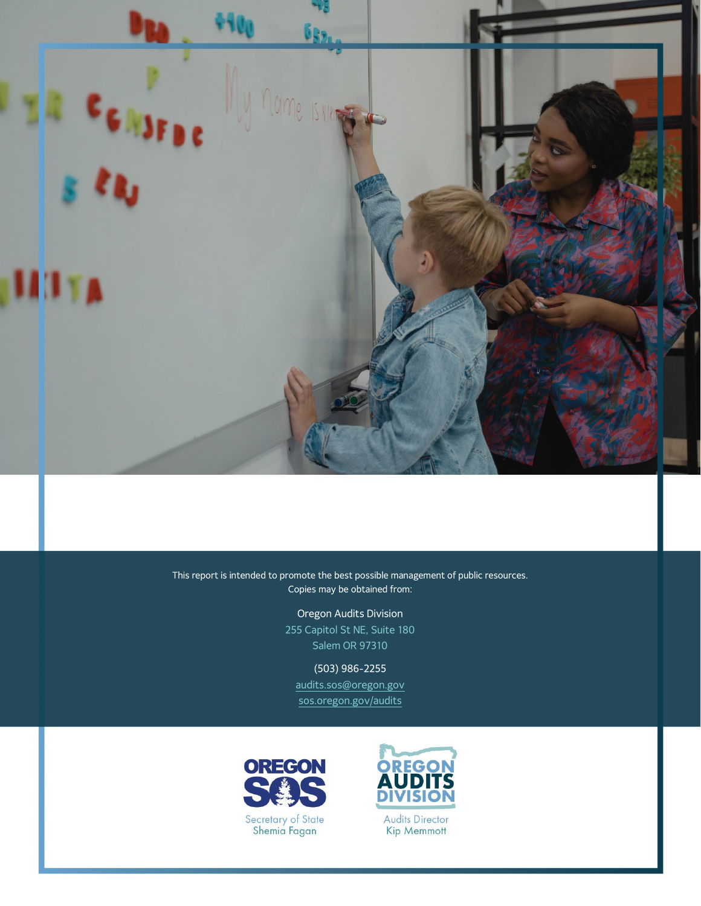This report is intended to promote the best possible management of public resources.
Copies may be obtained from:

Oregon Audits Division
255 Capitol St NE, Suite 180
Salem OR 97310

(503) 986-2255
audits.sos@oregon.gov
sos.oregon.gov/audits

OREGON SOS
Secretary of State
Shemia Fagan

OREGON AUDITS DIVISION
Audits Director
Kip Memmott